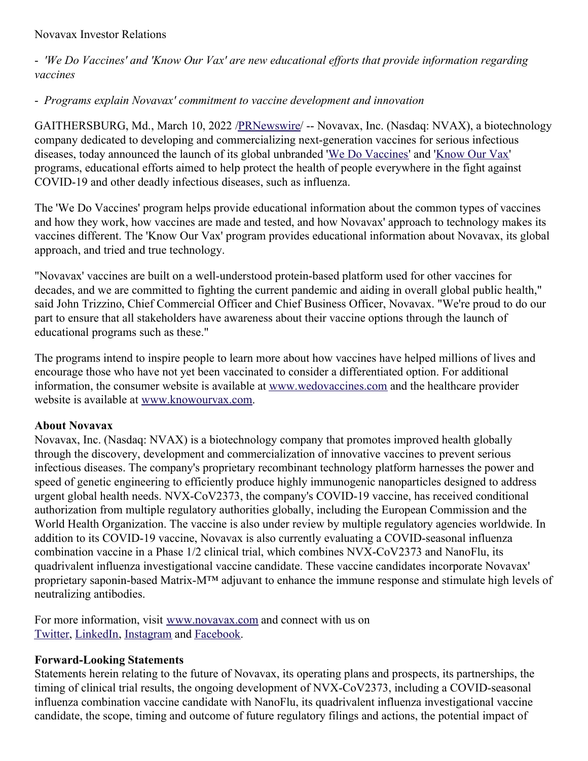Novavax Investor Relations

- *'We Do Vaccines' and 'Know Our Vax' are new educational efforts that provide information regarding vaccines*

- *Programs explain Novavax' commitment to vaccine development and innovation*

GAITHERSBURG, Md., March 10, 2022 /PRNewswire/ -- Novavax, Inc. (Nasdaq: NVAX), a biotechnology company dedicated to developing and commercializing next-generation vaccines for serious infectious diseases, today announced the launch of its global unbranded 'We Do Vaccines' and 'Know Our Vax' programs, educational efforts aimed to help protect the health of people everywhere in the fight against COVID-19 and other deadly infectious diseases, such as influenza.

The 'We Do Vaccines' program helps provide educational information about the common types of vaccines and how they work, how vaccines are made and tested, and how Novavax' approach to technology makes its vaccines different. The 'Know Our Vax' program provides educational information about Novavax, its global approach, and tried and true technology.

"Novavax' vaccines are built on a well-understood protein-based platform used for other vaccines for decades, and we are committed to fighting the current pandemic and aiding in overall global public health," said John Trizzino, Chief Commercial Officer and Chief Business Officer, Novavax. "We're proud to do our part to ensure that all stakeholders have awareness about their vaccine options through the launch of educational programs such as these."

The programs intend to inspire people to learn more about how vaccines have helped millions of lives and encourage those who have not yet been vaccinated to consider a differentiated option. For additional information, the consumer website is available at www.wedovaccines.com and the healthcare provider website is available at www.knowourvax.com.

**About Novavax**
Novavax, Inc. (Nasdaq: NVAX) is a biotechnology company that promotes improved health globally through the discovery, development and commercialization of innovative vaccines to prevent serious infectious diseases. The company's proprietary recombinant technology platform harnesses the power and speed of genetic engineering to efficiently produce highly immunogenic nanoparticles designed to address urgent global health needs. NVX-CoV2373, the company's COVID-19 vaccine, has received conditional authorization from multiple regulatory authorities globally, including the European Commission and the World Health Organization. The vaccine is also under review by multiple regulatory agencies worldwide. In addition to its COVID-19 vaccine, Novavax is also currently evaluating a COVID-seasonal influenza combination vaccine in a Phase 1/2 clinical trial, which combines NVX-CoV2373 and NanoFlu, its quadrivalent influenza investigational vaccine candidate. These vaccine candidates incorporate Novavax' proprietary saponin-based Matrix-M™ adjuvant to enhance the immune response and stimulate high levels of neutralizing antibodies.

For more information, visit www.novavax.com and connect with us on Twitter, LinkedIn, Instagram and Facebook.

**Forward-Looking Statements**
Statements herein relating to the future of Novavax, its operating plans and prospects, its partnerships, the timing of clinical trial results, the ongoing development of NVX-CoV2373, including a COVID-seasonal influenza combination vaccine candidate with NanoFlu, its quadrivalent influenza investigational vaccine candidate, the scope, timing and outcome of future regulatory filings and actions, the potential impact of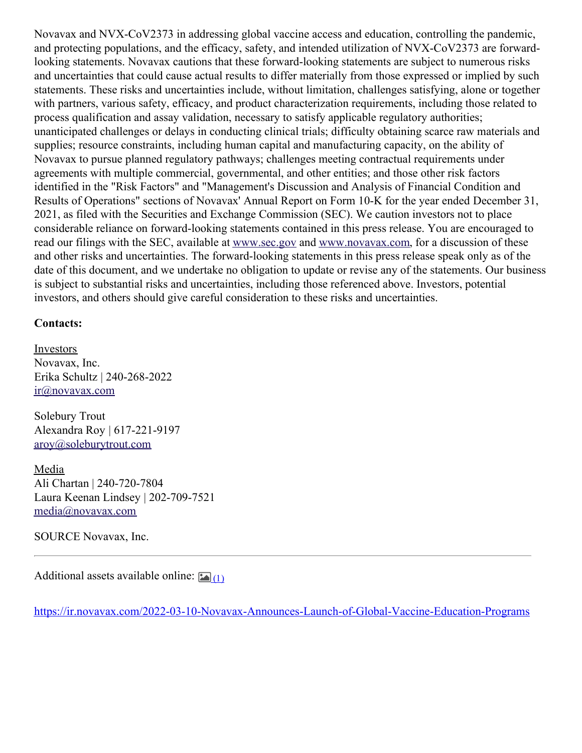Novavax and NVX-CoV2373 in addressing global vaccine access and education, controlling the pandemic, and protecting populations, and the efficacy, safety, and intended utilization of NVX-CoV2373 are forward-looking statements. Novavax cautions that these forward-looking statements are subject to numerous risks and uncertainties that could cause actual results to differ materially from those expressed or implied by such statements. These risks and uncertainties include, without limitation, challenges satisfying, alone or together with partners, various safety, efficacy, and product characterization requirements, including those related to process qualification and assay validation, necessary to satisfy applicable regulatory authorities; unanticipated challenges or delays in conducting clinical trials; difficulty obtaining scarce raw materials and supplies; resource constraints, including human capital and manufacturing capacity, on the ability of Novavax to pursue planned regulatory pathways; challenges meeting contractual requirements under agreements with multiple commercial, governmental, and other entities; and those other risk factors identified in the "Risk Factors" and "Management's Discussion and Analysis of Financial Condition and Results of Operations" sections of Novavax' Annual Report on Form 10-K for the year ended December 31, 2021, as filed with the Securities and Exchange Commission (SEC). We caution investors not to place considerable reliance on forward-looking statements contained in this press release. You are encouraged to read our filings with the SEC, available at www.sec.gov and www.novavax.com, for a discussion of these and other risks and uncertainties. The forward-looking statements in this press release speak only as of the date of this document, and we undertake no obligation to update or revise any of the statements. Our business is subject to substantial risks and uncertainties, including those referenced above. Investors, potential investors, and others should give careful consideration to these risks and uncertainties.

**Contacts:**

Investors
Novavax, Inc.
Erika Schultz | 240-268-2022
ir@novavax.com

Solebury Trout
Alexandra Roy | 617-221-9197
aroy@soleburytrout.com

Media
Ali Chartan | 240-720-7804
Laura Keenan Lindsey | 202-709-7521
media@novavax.com

SOURCE Novavax, Inc.

---

Additional assets available online: (1)

https://ir.novavax.com/2022-03-10-Novavax-Announces-Launch-of-Global-Vaccine-Education-Programs